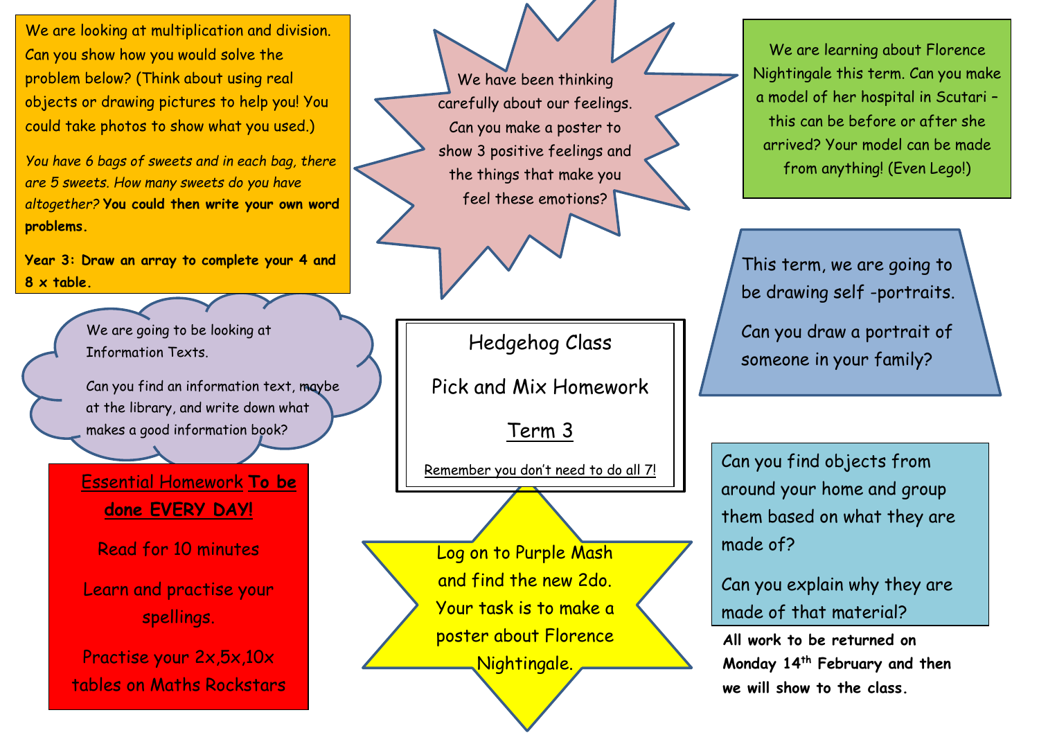# Hedgehog Class

## Pick and Mix Homework

## Term 3

Remember you don't need to do all 7!

We are looking at multiplication and division. Can you show how you would solve the problem below? (Think about using real objects or drawing pictures to help you! You could take photos to show what you used.)

*You have 6 bags of sweets and in each bag, there are 5 sweets. How many sweets do you have altogether?* **You could then write your own word problems.**

**Year 3: Draw an array to complete your 4 and 8 x table.**

We have been thinking carefully about our feelings. Can you make a poster to show 3 positive feelings and the things that make you feel these emotions?

We are learning about Florence Nightingale this term. Can you make a model of her hospital in Scutari – this can be before or after she arrived? Your model can be made from anything! (Even Lego!)

We are going to be looking at Information Texts.

Can you find an information text, maybe at the library, and write down what makes a good information book?

This term, we are going to be drawing self -portraits.

Can you draw a portrait of someone in your family?

**Essential Homework To be done EVERY DAY!**

Read for 10 minutes

Learn and practise your spellings.

Practise your 2x,5x,10x tables on Maths Rockstars

Log on to Purple Mash and find the new 2do. Your task is to make a poster about Florence Nightingale.

Can you find objects from around your home and group them based on what they are made of?

Can you explain why they are made of that material?

**All work to be returned on Monday 14th February and then we will show to the class.**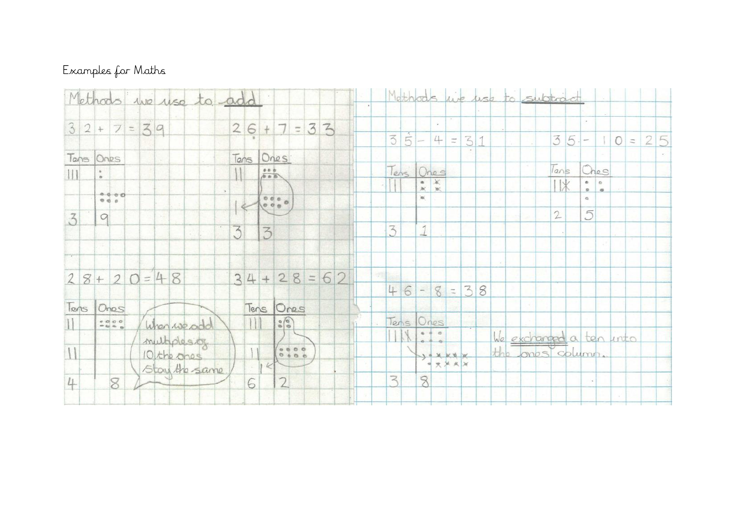Examples for Maths

## Methods we use to add

$32 + 7 = 39$

| Tens | Ones |
|---|---|
| III | : |
| | ::::: |
| 3 | 9 |

$26 + 7 = 33$

| Tens | Ones |
|---|---|
| II | ::: |
| 1 ← | ::::: |
| 3 | 3 |

$28 + 20 = 48$

| Tens | Ones |
|---|---|
| II | :::: |
| II | |
| 4 | 8 |

When we add multiples of 10 the ones stay the same

$34 + 28 = 62$

| Tens | Ones |
|---|---|
| III | :: |
| II | :::: |
| 1 ← | |
| 6 | 2 |

## Methods we use to subtract

$35 - 4 = 31$

| Tens | Ones |
|---|---|
| III | ::: |
| 3 | 1 |

$35 - 10 = 25$

| Tens | Ones |
|---|---|
| IIX | ::: |
| 2 | 5 |

$46 - 8 = 38$

| Tens | Ones |
|---|---|
| IIIX | ::: |
| | ↘ :::::::::: |
| 3 | 8 |

We exchanged a ten into the ones column.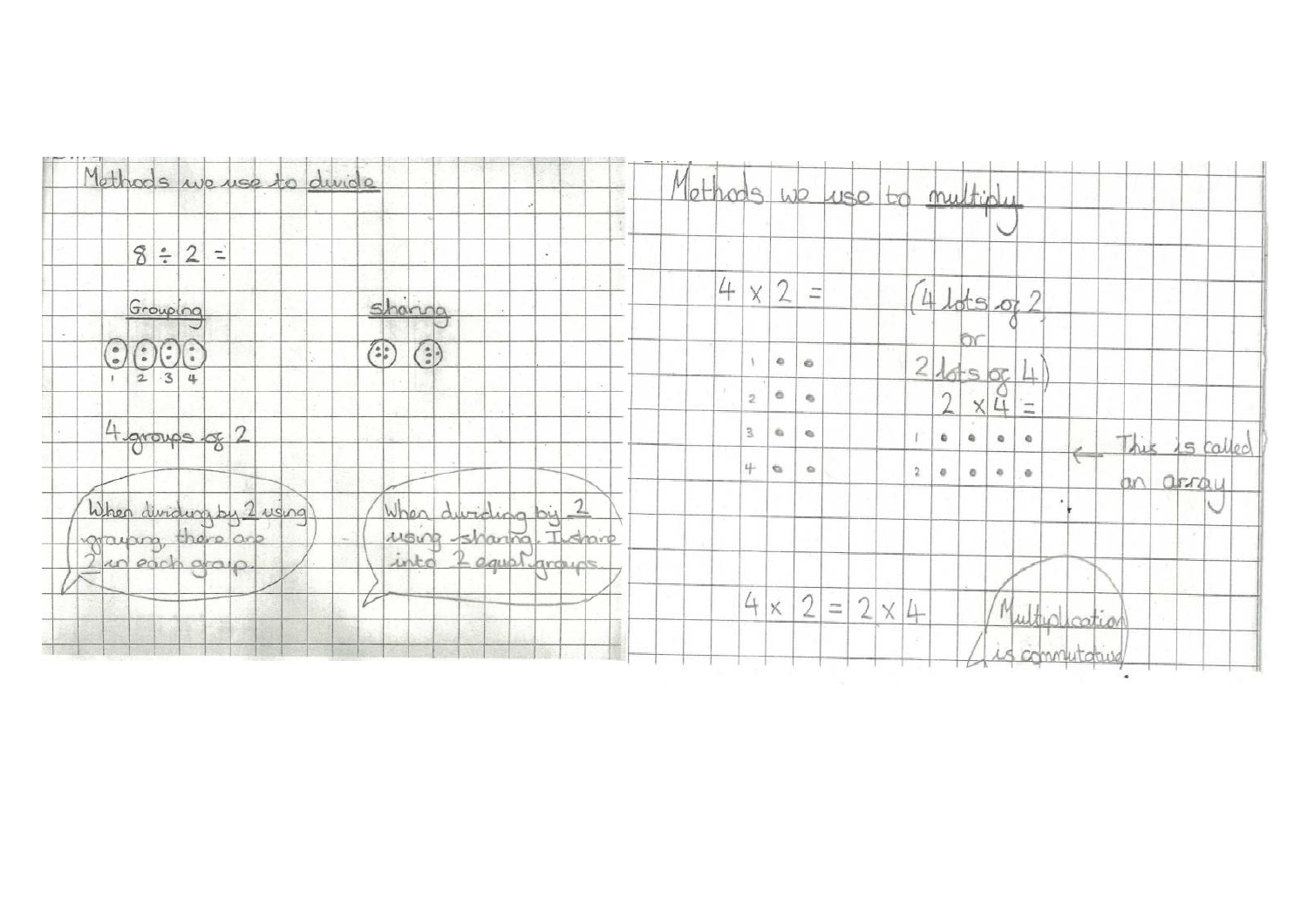## Methods we use to divide

$8 \div 2 =$

**Grouping**

1 2 3 4

4 groups of 2

When dividing by 2 using grouping, there are 2 in each group.

**Sharing**

When dividing by 2 using sharing, I share into 2 equal groups.

## Methods we use to multiply

$4 \times 2 =$

(4 lots of 2
or
2 lots of 4)

1
2
3
4

$2 \times 4 =$

1
2

← This is called an array

$4 \times 2 = 2 \times 4$

Multiplication is commutative